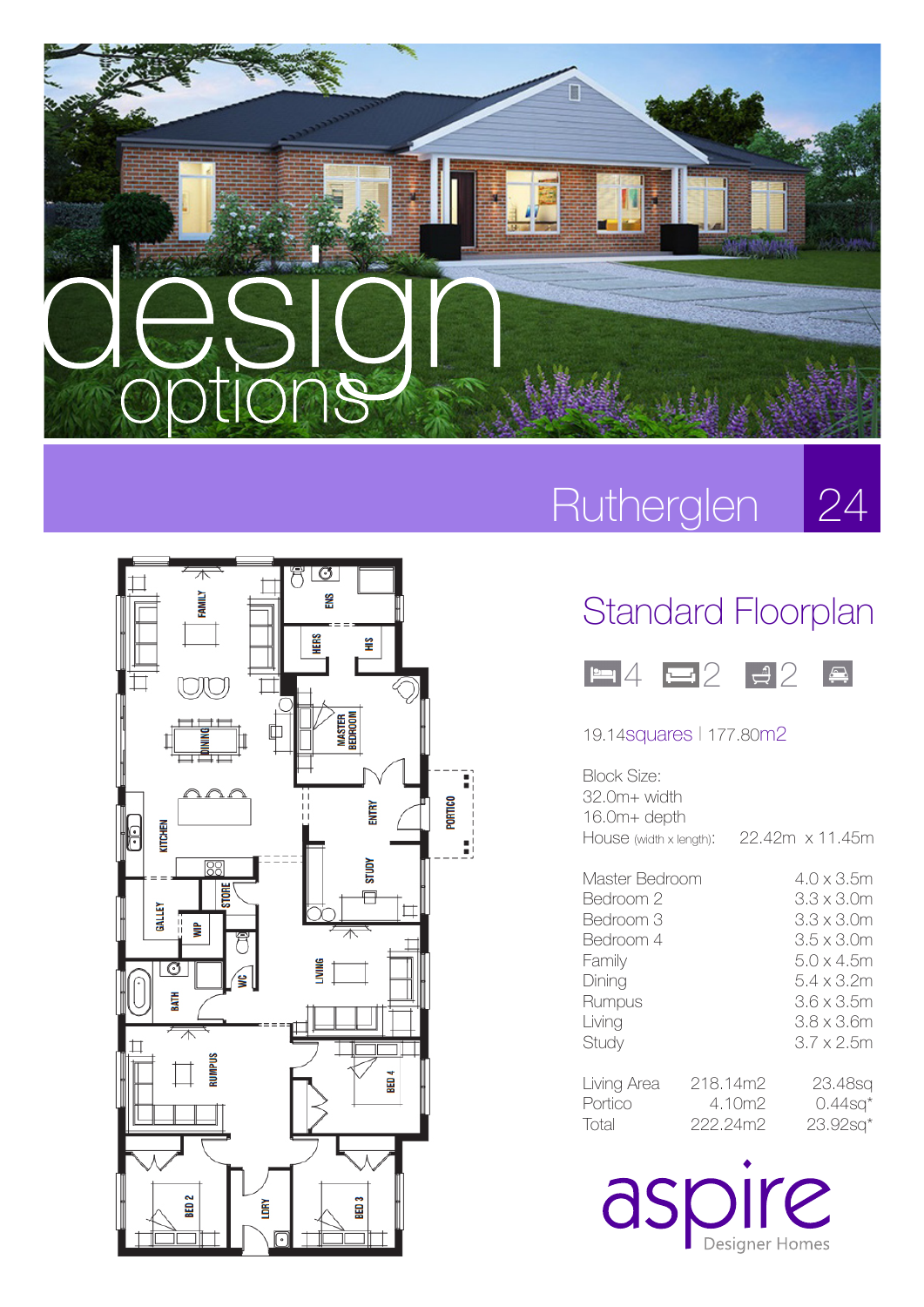# design options

## Rutherglen 24

### Standard Floorplan

4 | 2 | 2 |

19.14squares | 177.80m2

Block Size:
32.0m+ width
16.0m+ depth
House (width x length): 22.42m x 11.45m

| Room | Size |
|---|---|
| Master Bedroom | 4.0 x 3.5m |
| Bedroom 2 | 3.3 x 3.0m |
| Bedroom 3 | 3.3 x 3.0m |
| Bedroom 4 | 3.5 x 3.0m |
| Family | 5.0 x 4.5m |
| Dining | 5.4 x 3.2m |
| Rumpus | 3.6 x 3.5m |
| Living | 3.8 x 3.6m |
| Study | 3.7 x 2.5m |

| | | |
|---|---|---|
| Living Area | 218.14m2 | 23.48sq |
| Portico | 4.10m2 | 0.44sq* |
| Total | 222.24m2 | 23.92sq* |

FAMILY, ENS, HERS, HIS, MASTER BEDROOM, DINING, KITCHEN, ENTRY, PORTICO, STUDY, GALLEY, WIP, STORE, WC, LIVING, BATH, RUMPUS, BED 4, BED 2, LDRY, BED 3

aspire Designer Homes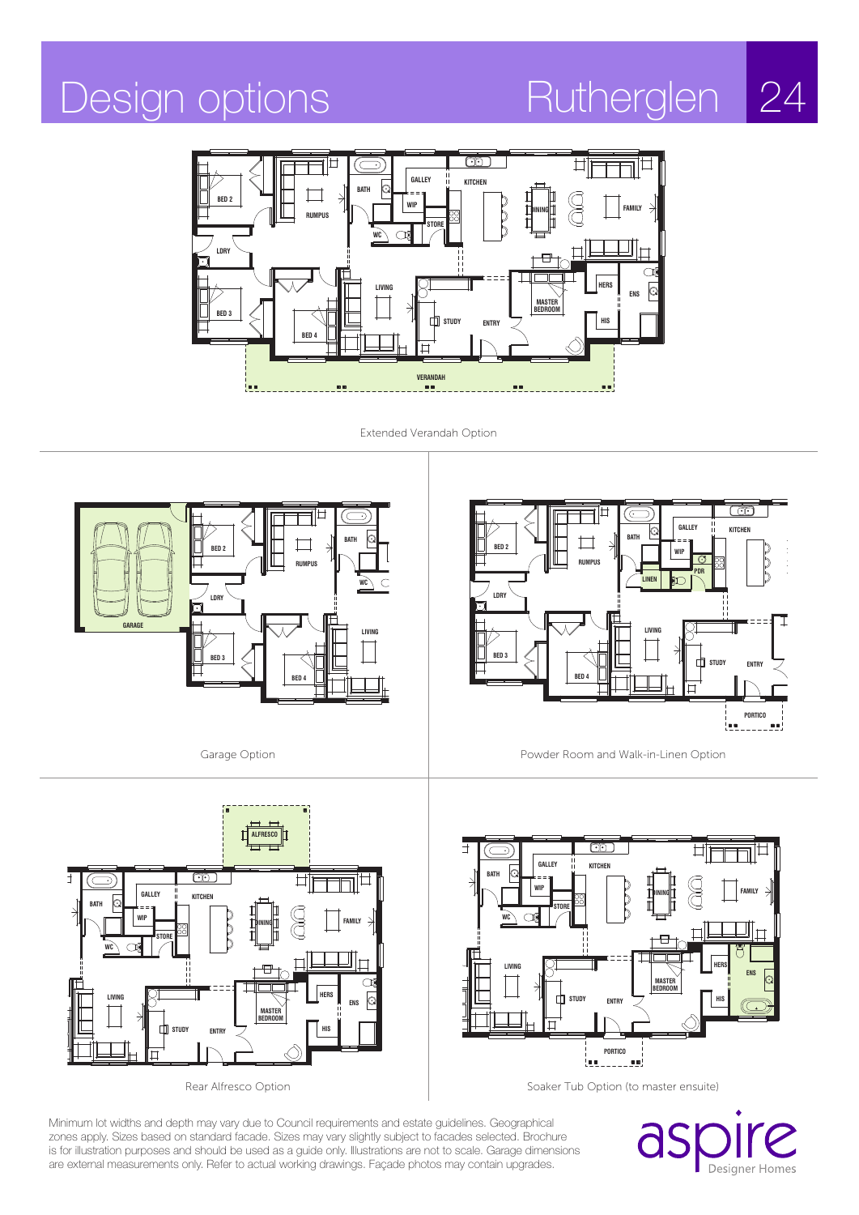# Design options

## Rutherglen

Extended Verandah Option

Garage Option

Powder Room and Walk-in-Linen Option

Rear Alfresco Option

Soaker Tub Option (to master ensuite)

Minimum lot widths and depth may vary due to Council requirements and estate guidelines. Geographical zones apply. Sizes based on standard facade. Sizes may vary slightly subject to facades selected. Brochure is for illustration purposes and should be used as a guide only. Illustrations are not to scale. Garage dimensions are external measurements only. Refer to actual working drawings. Façade photos may contain upgrades.

aspire Designer Homes